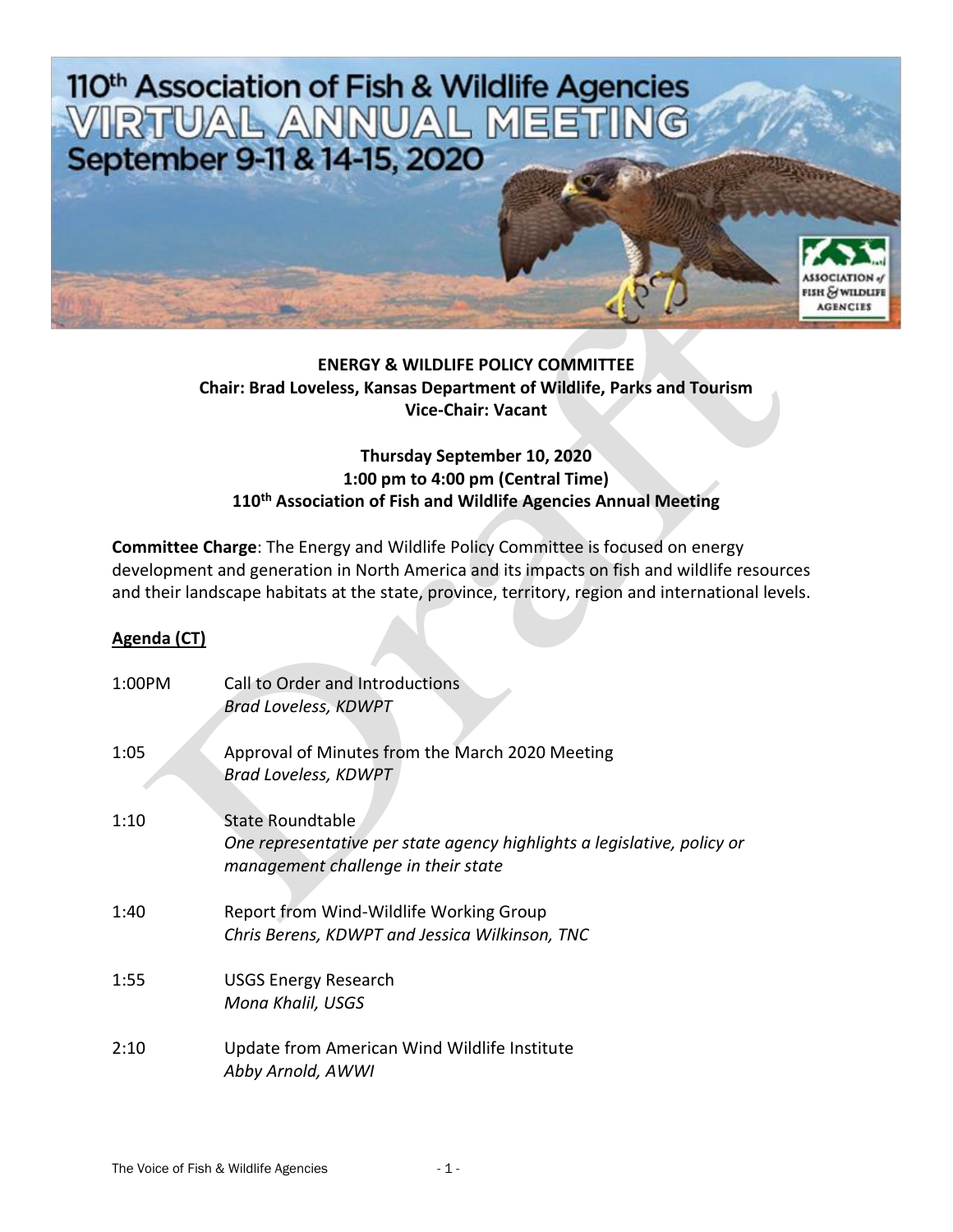# 110th Association of Fish & Wildlife Agencies VIRTUAL ANNUAL MEETING

September 9-11 & 14-15, 2020

**ENERGY & WILDLIFE POLICY COMMITTEE**
**Chair: Brad Loveless, Kansas Department of Wildlife, Parks and Tourism**
**Vice-Chair: Vacant**

**Thursday September 10, 2020**
**1:00 pm to 4:00 pm (Central Time)**
**110th Association of Fish and Wildlife Agencies Annual Meeting**

**Committee Charge**: The Energy and Wildlife Policy Committee is focused on energy development and generation in North America and its impacts on fish and wildlife resources and their landscape habitats at the state, province, territory, region and international levels.

## Agenda (CT)

1:00PM Call to Order and Introductions
*Brad Loveless, KDWPT*

1:05 Approval of Minutes from the March 2020 Meeting
*Brad Loveless, KDWPT*

1:10 State Roundtable
*One representative per state agency highlights a legislative, policy or management challenge in their state*

1:40 Report from Wind-Wildlife Working Group
*Chris Berens, KDWPT and Jessica Wilkinson, TNC*

1:55 USGS Energy Research
*Mona Khalil, USGS*

2:10 Update from American Wind Wildlife Institute
*Abby Arnold, AWWI*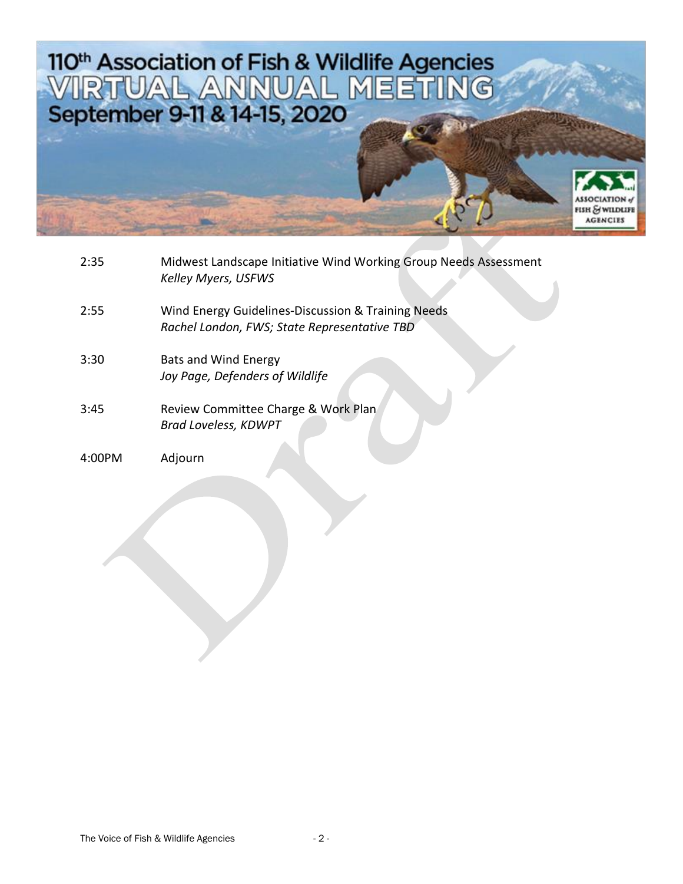# 110th Association of Fish & Wildlife Agencies VIRTUAL ANNUAL MEETING September 9-11 & 14-15, 2020

| | |
|---|---|
| 2:35 | Midwest Landscape Initiative Wind Working Group Needs Assessment<br>*Kelley Myers, USFWS* |
| 2:55 | Wind Energy Guidelines-Discussion & Training Needs<br>*Rachel London, FWS; State Representative TBD* |
| 3:30 | Bats and Wind Energy<br>*Joy Page, Defenders of Wildlife* |
| 3:45 | Review Committee Charge & Work Plan<br>*Brad Loveless, KDWPT* |
| 4:00PM | Adjourn |

Draft

The Voice of Fish & Wildlife Agencies